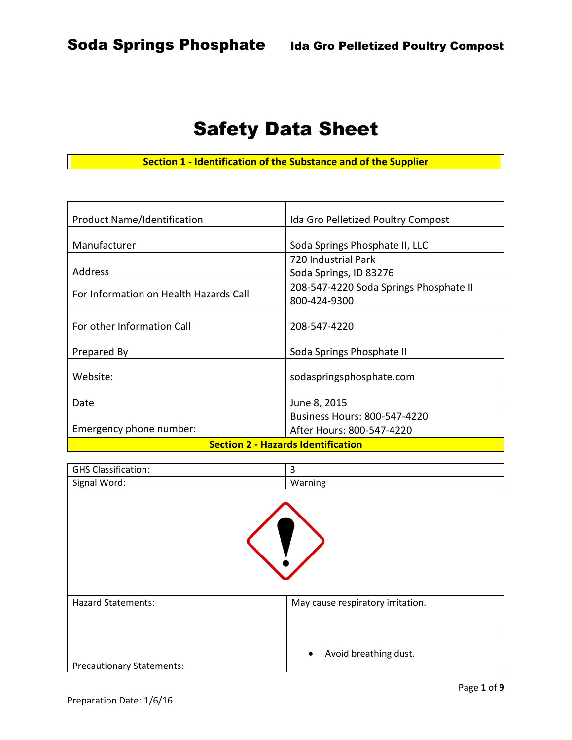# Safety Data Sheet

## Section 1 - Identification of the Substance and of the Supplier

| | |
|---|---|
| Product Name/Identification | Ida Gro Pelletized Poultry Compost |
| Manufacturer | Soda Springs Phosphate II, LLC |
| Address | 720 Industrial Park<br>Soda Springs, ID 83276 |
| For Information on Health Hazards Call | 208-547-4220 Soda Springs Phosphate II<br>800-424-9300 |
| For other Information Call | 208-547-4220 |
| Prepared By | Soda Springs Phosphate II |
| Website: | sodaspringsphosphate.com |
| Date | June 8, 2015 |
| Emergency phone number: | Business Hours: 800-547-4220<br>After Hours: 800-547-4220 |

## Section 2 - Hazards Identification

| | |
|---|---|
| GHS Classification: | 3 |
| Signal Word: | Warning |
| Hazard Statements: | May cause respiratory irritation. |
| Precautionary Statements: | • Avoid breathing dust. |

Preparation Date: 1/6/16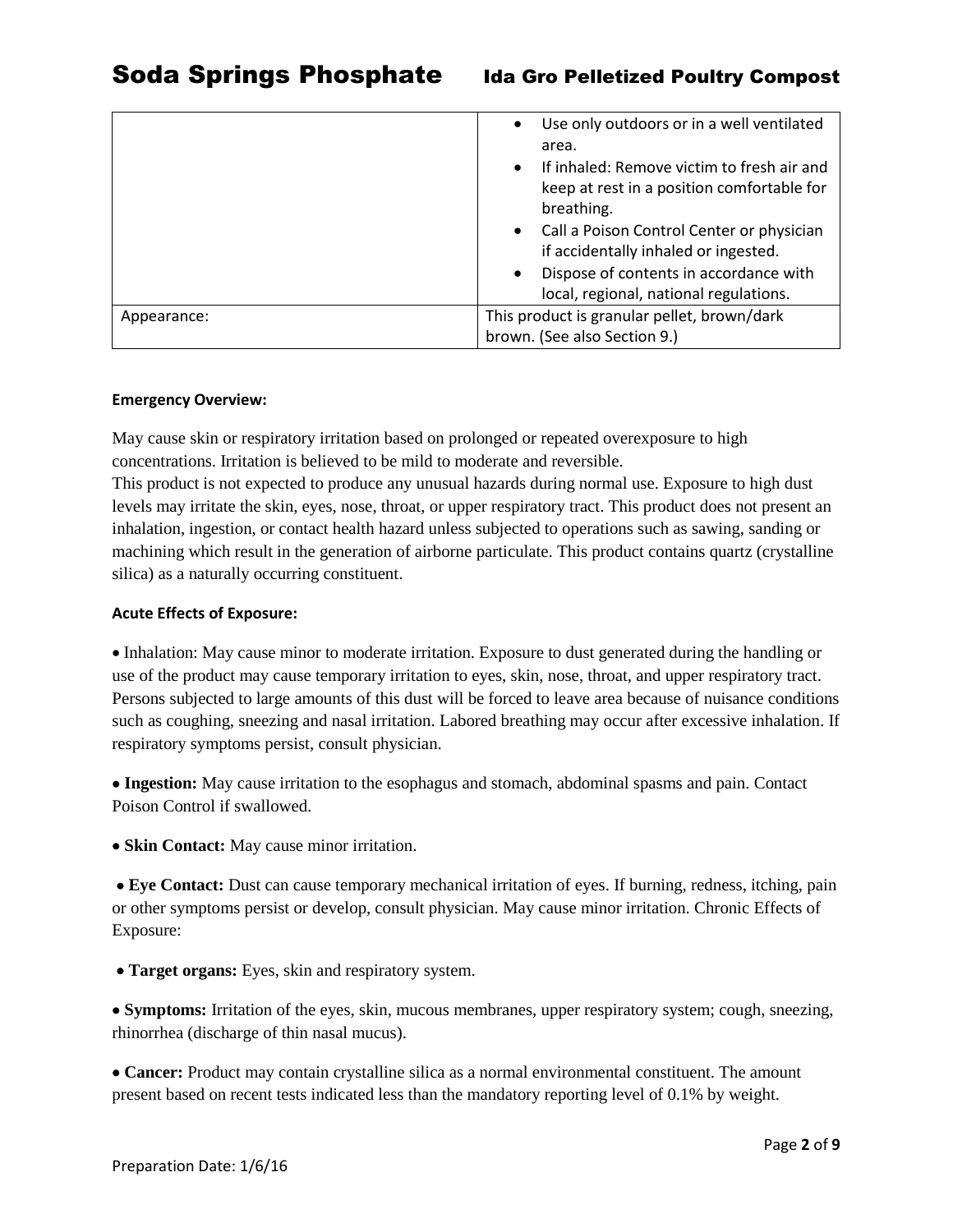| | |
|---|---|
| | • Use only outdoors or in a well ventilated area.<br>• If inhaled: Remove victim to fresh air and keep at rest in a position comfortable for breathing.<br>• Call a Poison Control Center or physician if accidentally inhaled or ingested.<br>• Dispose of contents in accordance with local, regional, national regulations. |
| Appearance: | This product is granular pellet, brown/dark brown. (See also Section 9.) |

**Emergency Overview:**

May cause skin or respiratory irritation based on prolonged or repeated overexposure to high concentrations. Irritation is believed to be mild to moderate and reversible.
This product is not expected to produce any unusual hazards during normal use. Exposure to high dust levels may irritate the skin, eyes, nose, throat, or upper respiratory tract. This product does not present an inhalation, ingestion, or contact health hazard unless subjected to operations such as sawing, sanding or machining which result in the generation of airborne particulate. This product contains quartz (crystalline silica) as a naturally occurring constituent.

**Acute Effects of Exposure:**

- Inhalation: May cause minor to moderate irritation. Exposure to dust generated during the handling or use of the product may cause temporary irritation to eyes, skin, nose, throat, and upper respiratory tract. Persons subjected to large amounts of this dust will be forced to leave area because of nuisance conditions such as coughing, sneezing and nasal irritation. Labored breathing may occur after excessive inhalation. If respiratory symptoms persist, consult physician.

- **Ingestion:** May cause irritation to the esophagus and stomach, abdominal spasms and pain. Contact Poison Control if swallowed.

- **Skin Contact:** May cause minor irritation.

- **Eye Contact:** Dust can cause temporary mechanical irritation of eyes. If burning, redness, itching, pain or other symptoms persist or develop, consult physician. May cause minor irritation. Chronic Effects of Exposure:

- **Target organs:** Eyes, skin and respiratory system.

- **Symptoms:** Irritation of the eyes, skin, mucous membranes, upper respiratory system; cough, sneezing, rhinorrhea (discharge of thin nasal mucus).

- **Cancer:** Product may contain crystalline silica as a normal environmental constituent. The amount present based on recent tests indicated less than the mandatory reporting level of 0.1% by weight.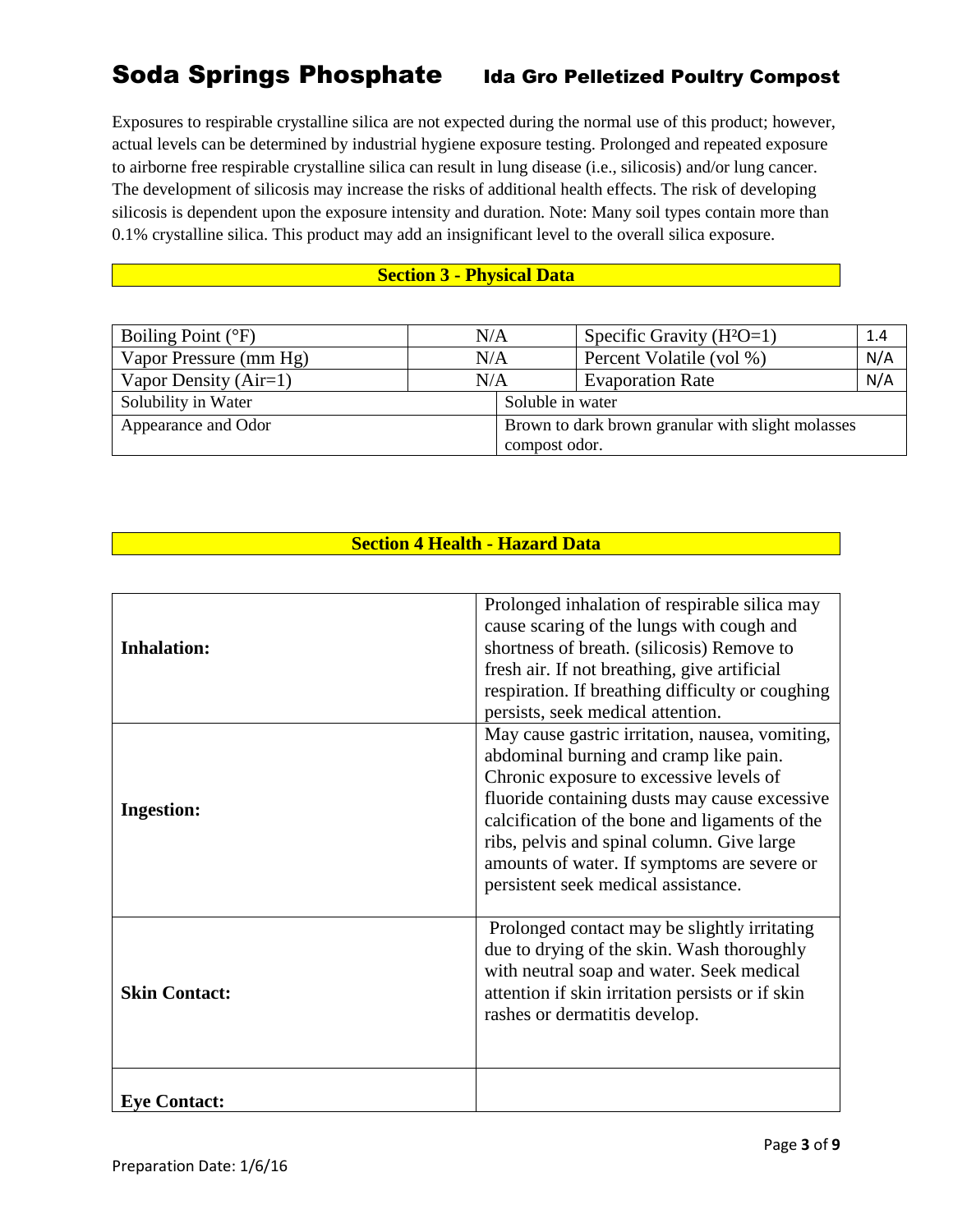Exposures to respirable crystalline silica are not expected during the normal use of this product; however, actual levels can be determined by industrial hygiene exposure testing. Prolonged and repeated exposure to airborne free respirable crystalline silica can result in lung disease (i.e., silicosis) and/or lung cancer. The development of silicosis may increase the risks of additional health effects. The risk of developing silicosis is dependent upon the exposure intensity and duration. Note: Many soil types contain more than 0.1% crystalline silica. This product may add an insignificant level to the overall silica exposure.

## Section 3 - Physical Data

| | | | |
|---|---|---|---|
| Boiling Point (°F) | N/A | Specific Gravity ($H_2O$=1) | 1.4 |
| Vapor Pressure (mm Hg) | N/A | Percent Volatile (vol %) | N/A |
| Vapor Density (Air=1) | N/A | Evaporation Rate | N/A |
| Solubility in Water | Soluble in water | | |
| Appearance and Odor | Brown to dark brown granular with slight molasses compost odor. | | |

## Section 4 Health - Hazard Data

| | |
|---|---|
| **Inhalation:** | Prolonged inhalation of respirable silica may cause scaring of the lungs with cough and shortness of breath. (silicosis) Remove to fresh air. If not breathing, give artificial respiration. If breathing difficulty or coughing persists, seek medical attention. |
| **Ingestion:** | May cause gastric irritation, nausea, vomiting, abdominal burning and cramp like pain. Chronic exposure to excessive levels of fluoride containing dusts may cause excessive calcification of the bone and ligaments of the ribs, pelvis and spinal column. Give large amounts of water. If symptoms are severe or persistent seek medical assistance. |
| **Skin Contact:** | Prolonged contact may be slightly irritating due to drying of the skin. Wash thoroughly with neutral soap and water. Seek medical attention if skin irritation persists or if skin rashes or dermatitis develop. |
| **Eye Contact:** | |

Preparation Date: 1/6/16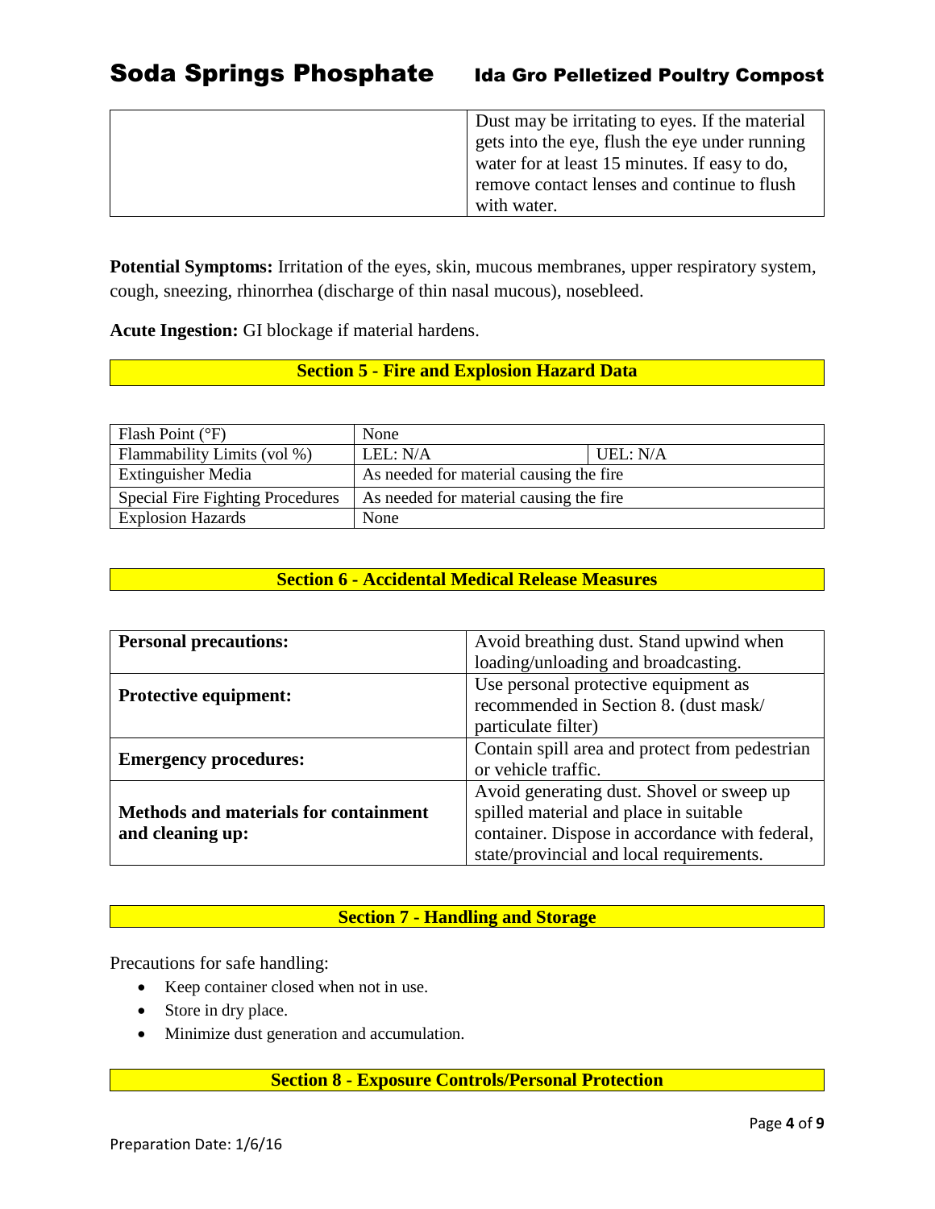| | Dust may be irritating to eyes. If the material gets into the eye, flush the eye under running water for at least 15 minutes. If easy to do, remove contact lenses and continue to flush with water. |
|---|---|

**Potential Symptoms:** Irritation of the eyes, skin, mucous membranes, upper respiratory system, cough, sneezing, rhinorrhea (discharge of thin nasal mucous), nosebleed.

**Acute Ingestion:** GI blockage if material hardens.

## Section 5 - Fire and Explosion Hazard Data

| Flash Point (°F) | None | |
|---|---|---|
| Flammability Limits (vol %) | LEL: N/A | UEL: N/A |
| Extinguisher Media | As needed for material causing the fire | |
| Special Fire Fighting Procedures | As needed for material causing the fire | |
| Explosion Hazards | None | |

## Section 6 - Accidental Medical Release Measures

| **Personal precautions:** | Avoid breathing dust. Stand upwind when loading/unloading and broadcasting. |
|---|---|
| **Protective equipment:** | Use personal protective equipment as recommended in Section 8. (dust mask/ particulate filter) |
| **Emergency procedures:** | Contain spill area and protect from pedestrian or vehicle traffic. |
| **Methods and materials for containment and cleaning up:** | Avoid generating dust. Shovel or sweep up spilled material and place in suitable container. Dispose in accordance with federal, state/provincial and local requirements. |

## Section 7 - Handling and Storage

Precautions for safe handling:

- Keep container closed when not in use.
- Store in dry place.
- Minimize dust generation and accumulation.

## Section 8 - Exposure Controls/Personal Protection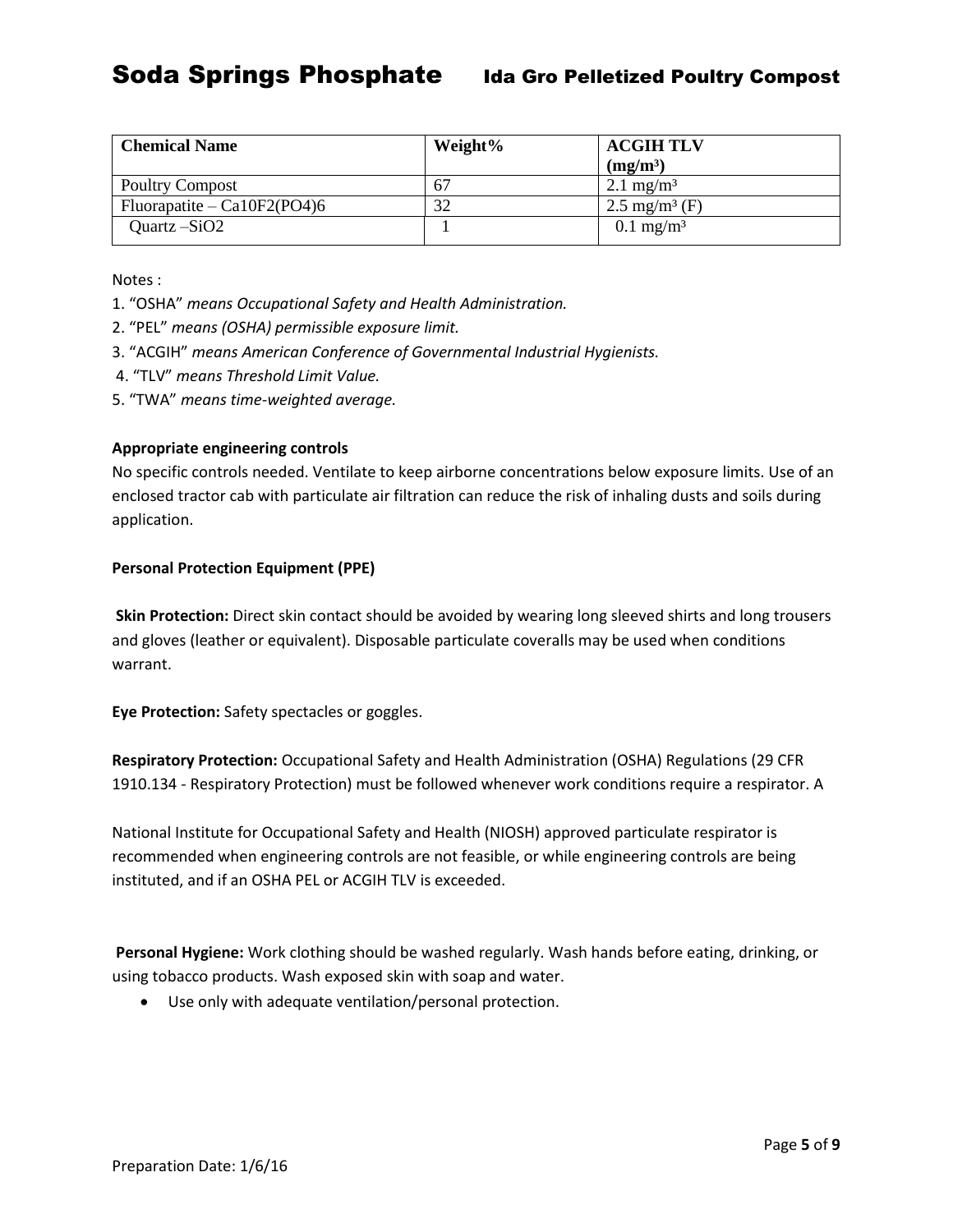| Chemical Name | Weight% | ACGIH TLV ($mg/m^3$) |
|---|---|---|
| Poultry Compost | 67 | 2.1 $mg/m^3$ |
| Fluorapatite – $Ca_{10}F_2(PO_4)_6$ | 32 | 2.5 $mg/m^3$ (F) |
| Quartz – $SiO_2$ | 1 | 0.1 $mg/m^3$ |

Notes :

1. "OSHA" *means Occupational Safety and Health Administration.*
2. "PEL" *means (OSHA) permissible exposure limit.*
3. "ACGIH" *means American Conference of Governmental Industrial Hygienists.*
4. "TLV" *means Threshold Limit Value.*
5. "TWA" *means time-weighted average.*

**Appropriate engineering controls**

No specific controls needed. Ventilate to keep airborne concentrations below exposure limits. Use of an enclosed tractor cab with particulate air filtration can reduce the risk of inhaling dusts and soils during application.

**Personal Protection Equipment (PPE)**

**Skin Protection:** Direct skin contact should be avoided by wearing long sleeved shirts and long trousers and gloves (leather or equivalent). Disposable particulate coveralls may be used when conditions warrant.

**Eye Protection:** Safety spectacles or goggles.

**Respiratory Protection:** Occupational Safety and Health Administration (OSHA) Regulations (29 CFR 1910.134 - Respiratory Protection) must be followed whenever work conditions require a respirator. A

National Institute for Occupational Safety and Health (NIOSH) approved particulate respirator is recommended when engineering controls are not feasible, or while engineering controls are being instituted, and if an OSHA PEL or ACGIH TLV is exceeded.

**Personal Hygiene:** Work clothing should be washed regularly. Wash hands before eating, drinking, or using tobacco products. Wash exposed skin with soap and water.

- Use only with adequate ventilation/personal protection.

Preparation Date: 1/6/16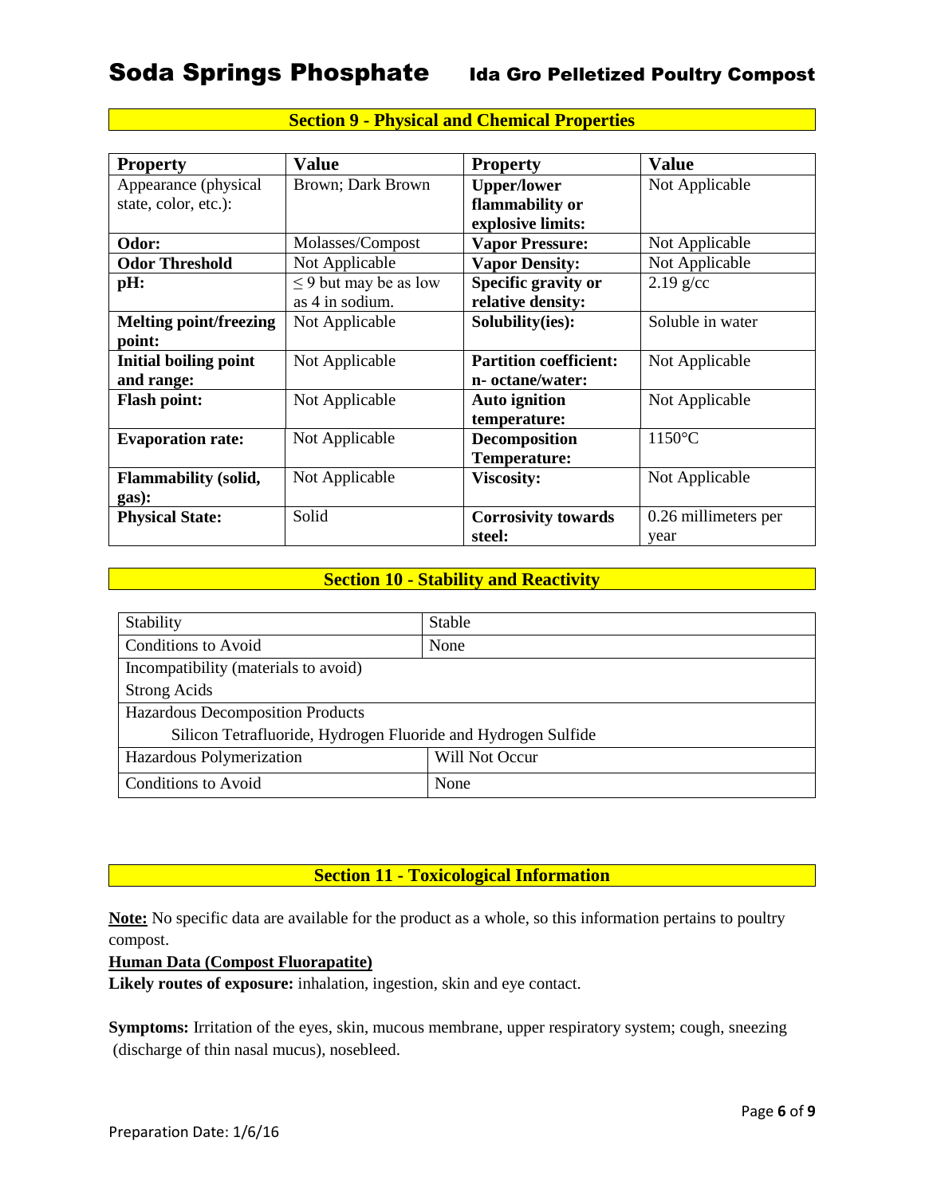## Section 9 - Physical and Chemical Properties

| Property | Value | Property | Value |
|---|---|---|---|
| Appearance (physical state, color, etc.): | Brown; Dark Brown | **Upper/lower flammability or explosive limits:** | Not Applicable |
| **Odor:** | Molasses/Compost | **Vapor Pressure:** | Not Applicable |
| **Odor Threshold** | Not Applicable | **Vapor Density:** | Not Applicable |
| **pH:** | $\leq$ 9 but may be as low as 4 in sodium. | **Specific gravity or relative density:** | 2.19 g/cc |
| **Melting point/freezing point:** | Not Applicable | **Solubility(ies):** | Soluble in water |
| **Initial boiling point and range:** | Not Applicable | **Partition coefficient: n- octane/water:** | Not Applicable |
| **Flash point:** | Not Applicable | **Auto ignition temperature:** | Not Applicable |
| **Evaporation rate:** | Not Applicable | **Decomposition Temperature:** | 1150°C |
| **Flammability (solid, gas):** | Not Applicable | **Viscosity:** | Not Applicable |
| **Physical State:** | Solid | **Corrosivity towards steel:** | 0.26 millimeters per year |

## Section 10 - Stability and Reactivity

| | |
|---|---|
| Stability | Stable |
| Conditions to Avoid | None |
| Incompatibility (materials to avoid) | |
| Strong Acids | |
| Hazardous Decomposition Products | |
| Silicon Tetrafluoride, Hydrogen Fluoride and Hydrogen Sulfide | |
| Hazardous Polymerization | Will Not Occur |
| Conditions to Avoid | None |

## Section 11 - Toxicological Information

**Note:** No specific data are available for the product as a whole, so this information pertains to poultry compost.

**Human Data (Compost Fluorapatite)**

**Likely routes of exposure:** inhalation, ingestion, skin and eye contact.

**Symptoms:** Irritation of the eyes, skin, mucous membrane, upper respiratory system; cough, sneezing (discharge of thin nasal mucus), nosebleed.

Preparation Date: 1/6/16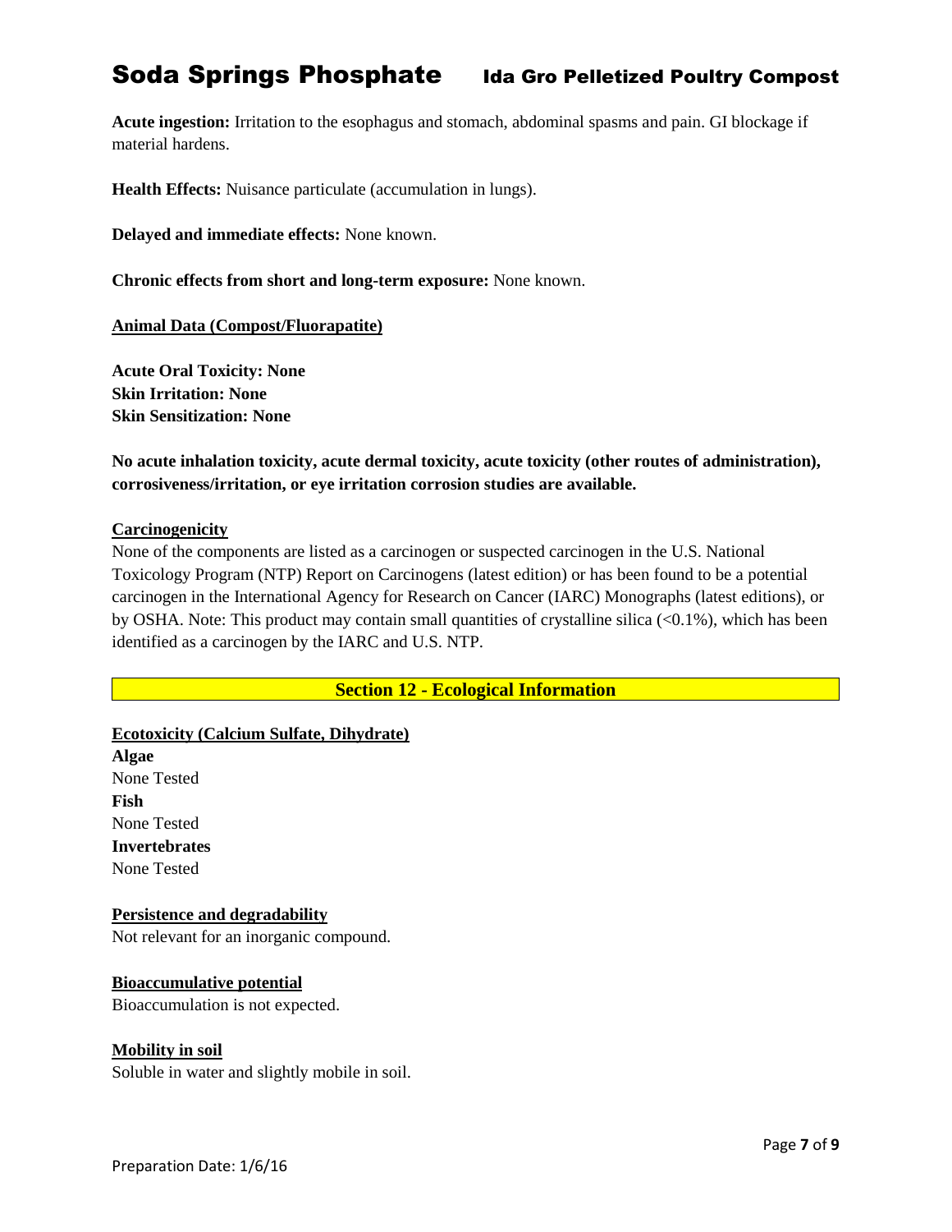**Acute ingestion:** Irritation to the esophagus and stomach, abdominal spasms and pain. GI blockage if material hardens.

**Health Effects:** Nuisance particulate (accumulation in lungs).

**Delayed and immediate effects:** None known.

**Chronic effects from short and long-term exposure:** None known.

**Animal Data (Compost/Fluorapatite)**

**Acute Oral Toxicity: None**
**Skin Irritation: None**
**Skin Sensitization: None**

**No acute inhalation toxicity, acute dermal toxicity, acute toxicity (other routes of administration), corrosiveness/irritation, or eye irritation corrosion studies are available.**

**Carcinogenicity**

None of the components are listed as a carcinogen or suspected carcinogen in the U.S. National Toxicology Program (NTP) Report on Carcinogens (latest edition) or has been found to be a potential carcinogen in the International Agency for Research on Cancer (IARC) Monographs (latest editions), or by OSHA. Note: This product may contain small quantities of crystalline silica (<0.1%), which has been identified as a carcinogen by the IARC and U.S. NTP.

## Section 12 - Ecological Information

**Ecotoxicity (Calcium Sulfate, Dihydrate)**

**Algae**
None Tested
**Fish**
None Tested
**Invertebrates**
None Tested

**Persistence and degradability**

Not relevant for an inorganic compound.

**Bioaccumulative potential**

Bioaccumulation is not expected.

**Mobility in soil**

Soluble in water and slightly mobile in soil.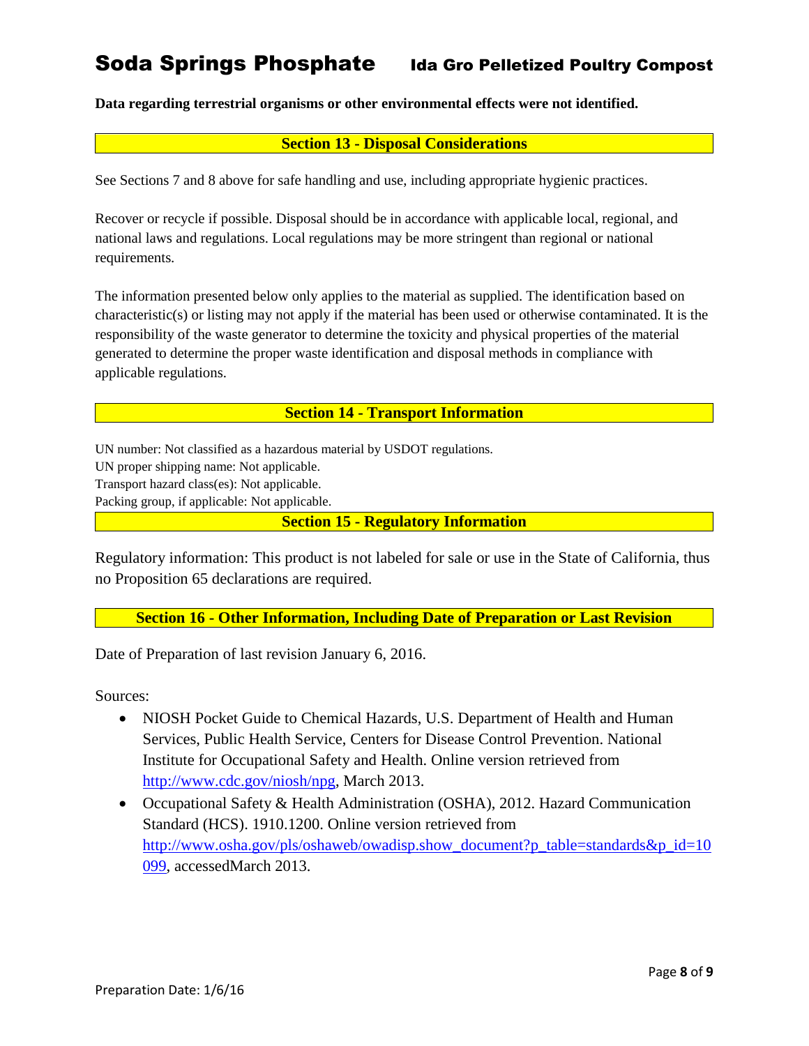**Data regarding terrestrial organisms or other environmental effects were not identified.**

## Section 13 - Disposal Considerations

See Sections 7 and 8 above for safe handling and use, including appropriate hygienic practices.

Recover or recycle if possible. Disposal should be in accordance with applicable local, regional, and national laws and regulations. Local regulations may be more stringent than regional or national requirements.

The information presented below only applies to the material as supplied. The identification based on characteristic(s) or listing may not apply if the material has been used or otherwise contaminated. It is the responsibility of the waste generator to determine the toxicity and physical properties of the material generated to determine the proper waste identification and disposal methods in compliance with applicable regulations.

## Section 14 - Transport Information

UN number: Not classified as a hazardous material by USDOT regulations.
UN proper shipping name: Not applicable.
Transport hazard class(es): Not applicable.
Packing group, if applicable: Not applicable.

## Section 15 - Regulatory Information

Regulatory information: This product is not labeled for sale or use in the State of California, thus no Proposition 65 declarations are required.

## Section 16 - Other Information, Including Date of Preparation or Last Revision

Date of Preparation of last revision January 6, 2016.

Sources:

- NIOSH Pocket Guide to Chemical Hazards, U.S. Department of Health and Human Services, Public Health Service, Centers for Disease Control Prevention. National Institute for Occupational Safety and Health. Online version retrieved from http://www.cdc.gov/niosh/npg, March 2013.
- Occupational Safety & Health Administration (OSHA), 2012. Hazard Communication Standard (HCS). 1910.1200. Online version retrieved from http://www.osha.gov/pls/oshaweb/owadisp.show_document?p_table=standards&p_id=10099, accessedMarch 2013.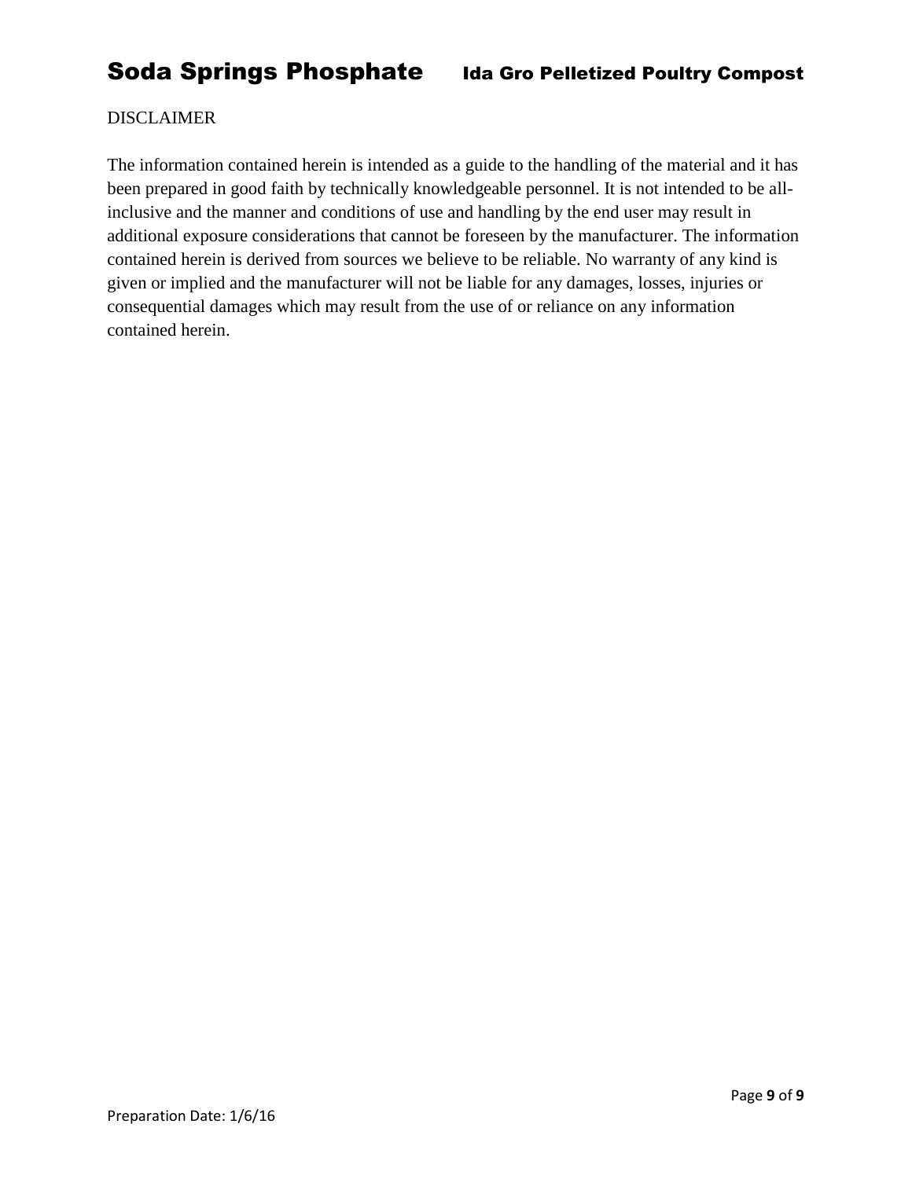DISCLAIMER

The information contained herein is intended as a guide to the handling of the material and it has been prepared in good faith by technically knowledgeable personnel. It is not intended to be all-inclusive and the manner and conditions of use and handling by the end user may result in additional exposure considerations that cannot be foreseen by the manufacturer. The information contained herein is derived from sources we believe to be reliable. No warranty of any kind is given or implied and the manufacturer will not be liable for any damages, losses, injuries or consequential damages which may result from the use of or reliance on any information contained herein.